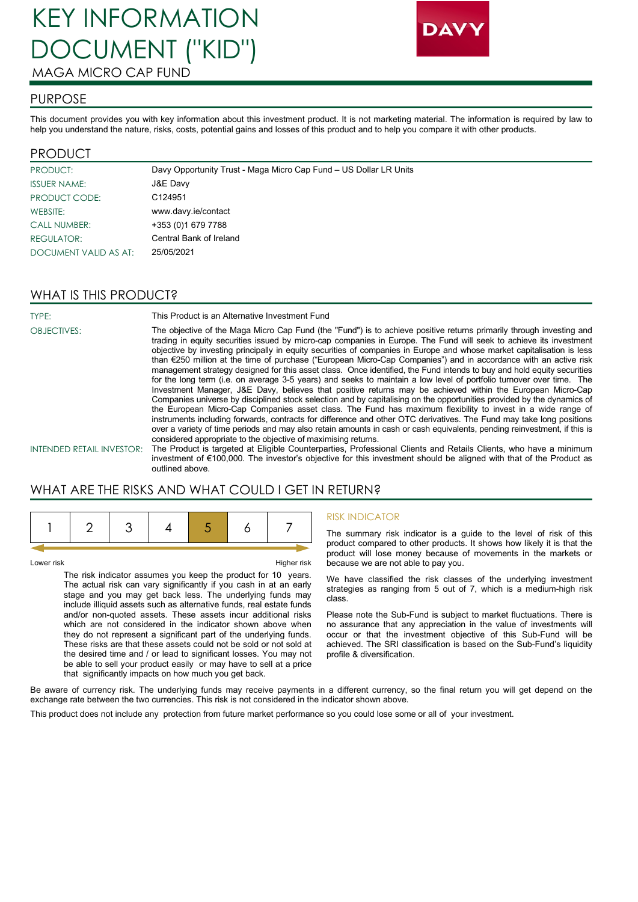# KEY INFORMATION DOCUMENT ("KID")

MAGA MICRO CAP FUND

DAVY

## PURPOSE

This document provides you with key information about this investment product. It is not marketing material. The information is required by law to help you understand the nature, risks, costs, potential gains and losses of this product and to help you compare it with other products.

## PRODUCT

| | |
|---|---|
| PRODUCT: | Davy Opportunity Trust - Maga Micro Cap Fund – US Dollar LR Units |
| ISSUER NAME: | J&E Davy |
| PRODUCT CODE: | C124951 |
| WEBSITE: | www.davy.ie/contact |
| CALL NUMBER: | +353 (0)1 679 7788 |
| REGULATOR: | Central Bank of Ireland |
| DOCUMENT VALID AS AT: | 25/05/2021 |

## WHAT IS THIS PRODUCT?

**TYPE:** This Product is an Alternative Investment Fund

**OBJECTIVES:** The objective of the Maga Micro Cap Fund (the "Fund") is to achieve positive returns primarily through investing and trading in equity securities issued by micro-cap companies in Europe. The Fund will seek to achieve its investment objective by investing principally in equity securities of companies in Europe and whose market capitalisation is less than €250 million at the time of purchase ("European Micro-Cap Companies") and in accordance with an active risk management strategy designed for this asset class. Once identified, the Fund intends to buy and hold equity securities for the long term (i.e. on average 3-5 years) and seeks to maintain a low level of portfolio turnover over time. The Investment Manager, J&E Davy, believes that positive returns may be achieved within the European Micro-Cap Companies universe by disciplined stock selection and by capitalising on the opportunities provided by the dynamics of the European Micro-Cap Companies asset class. The Fund has maximum flexibility to invest in a wide range of instruments including forwards, contracts for difference and other OTC derivatives. The Fund may take long positions over a variety of time periods and may also retain amounts in cash or cash equivalents, pending reinvestment, if this is considered appropriate to the objective of maximising returns.

**INTENDED RETAIL INVESTOR:** The Product is targeted at Eligible Counterparties, Professional Clients and Retails Clients, who have a minimum investment of €100,000. The investor's objective for this investment should be aligned with that of the Product as outlined above.

## WHAT ARE THE RISKS AND WHAT COULD I GET IN RETURN?

| 1 | 2 | 3 | 4 | **5** | 6 | 7 |
|---|---|---|---|---|---|---|

Lower risk — Higher risk

The risk indicator assumes you keep the product for 10 years. The actual risk can vary significantly if you cash in at an early stage and you may get back less. The underlying funds may include illiquid assets such as alternative funds, real estate funds and/or non-quoted assets. These assets incur additional risks which are not considered in the indicator shown above when they do not represent a significant part of the underlying funds. These risks are that these assets could not be sold or not sold at the desired time and / or lead to significant losses. You may not be able to sell your product easily or may have to sell at a price that significantly impacts on how much you get back.

### RISK INDICATOR

The summary risk indicator is a guide to the level of risk of this product compared to other products. It shows how likely it is that the product will lose money because of movements in the markets or because we are not able to pay you.

We have classified the risk classes of the underlying investment strategies as ranging from 5 out of 7, which is a medium-high risk class.

Please note the Sub-Fund is subject to market fluctuations. There is no assurance that any appreciation in the value of investments will occur or that the investment objective of this Sub-Fund will be achieved. The SRI classification is based on the Sub-Fund's liquidity profile & diversification.

Be aware of currency risk. The underlying funds may receive payments in a different currency, so the final return you will get depend on the exchange rate between the two currencies. This risk is not considered in the indicator shown above.

This product does not include any protection from future market performance so you could lose some or all of your investment.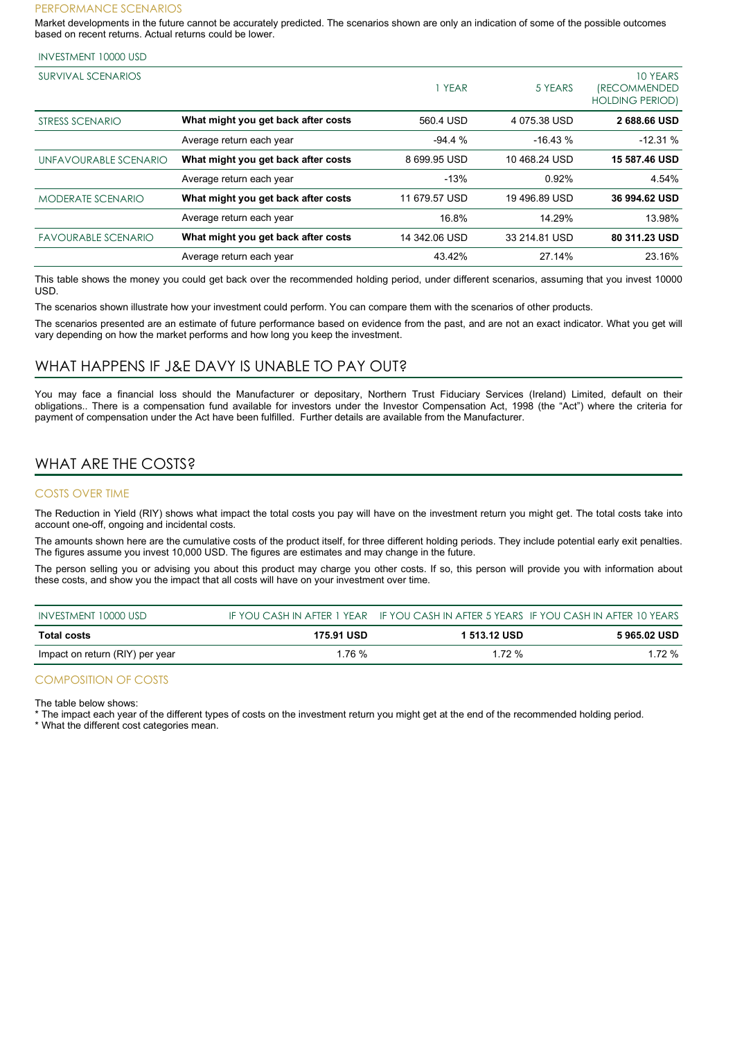### PERFORMANCE SCENARIOS

Market developments in the future cannot be accurately predicted. The scenarios shown are only an indication of some of the possible outcomes based on recent returns. Actual returns could be lower.

INVESTMENT 10000 USD

| SURVIVAL SCENARIOS | | 1 YEAR | 5 YEARS | 10 YEARS (RECOMMENDED HOLDING PERIOD) |
|---|---|---|---|---|
| STRESS SCENARIO | **What might you get back after costs** | 560.4 USD | 4 075.38 USD | **2 688.66 USD** |
| | Average return each year | -94.4 % | -16.43 % | -12.31 % |
| UNFAVOURABLE SCENARIO | **What might you get back after costs** | 8 699.95 USD | 10 468.24 USD | **15 587.46 USD** |
| | Average return each year | -13% | 0.92% | 4.54% |
| MODERATE SCENARIO | **What might you get back after costs** | 11 679.57 USD | 19 496.89 USD | **36 994.62 USD** |
| | Average return each year | 16.8% | 14.29% | 13.98% |
| FAVOURABLE SCENARIO | **What might you get back after costs** | 14 342.06 USD | 33 214.81 USD | **80 311.23 USD** |
| | Average return each year | 43.42% | 27.14% | 23.16% |

This table shows the money you could get back over the recommended holding period, under different scenarios, assuming that you invest 10000 USD.

The scenarios shown illustrate how your investment could perform. You can compare them with the scenarios of other products.

The scenarios presented are an estimate of future performance based on evidence from the past, and are not an exact indicator. What you get will vary depending on how the market performs and how long you keep the investment.

## WHAT HAPPENS IF J&E DAVY IS UNABLE TO PAY OUT?

You may face a financial loss should the Manufacturer or depositary, Northern Trust Fiduciary Services (Ireland) Limited, default on their obligations.. There is a compensation fund available for investors under the Investor Compensation Act, 1998 (the "Act") where the criteria for payment of compensation under the Act have been fulfilled. Further details are available from the Manufacturer.

## WHAT ARE THE COSTS?

### COSTS OVER TIME

The Reduction in Yield (RIY) shows what impact the total costs you pay will have on the investment return you might get. The total costs take into account one-off, ongoing and incidental costs.

The amounts shown here are the cumulative costs of the product itself, for three different holding periods. They include potential early exit penalties. The figures assume you invest 10,000 USD. The figures are estimates and may change in the future.

The person selling you or advising you about this product may charge you other costs. If so, this person will provide you with information about these costs, and show you the impact that all costs will have on your investment over time.

| INVESTMENT 10000 USD | IF YOU CASH IN AFTER 1 YEAR | IF YOU CASH IN AFTER 5 YEARS | IF YOU CASH IN AFTER 10 YEARS |
|---|---|---|---|
| **Total costs** | **175.91 USD** | **1 513.12 USD** | **5 965.02 USD** |
| Impact on return (RIY) per year | 1.76 % | 1.72 % | 1.72 % |

### COMPOSITION OF COSTS

The table below shows:

* The impact each year of the different types of costs on the investment return you might get at the end of the recommended holding period.
* What the different cost categories mean.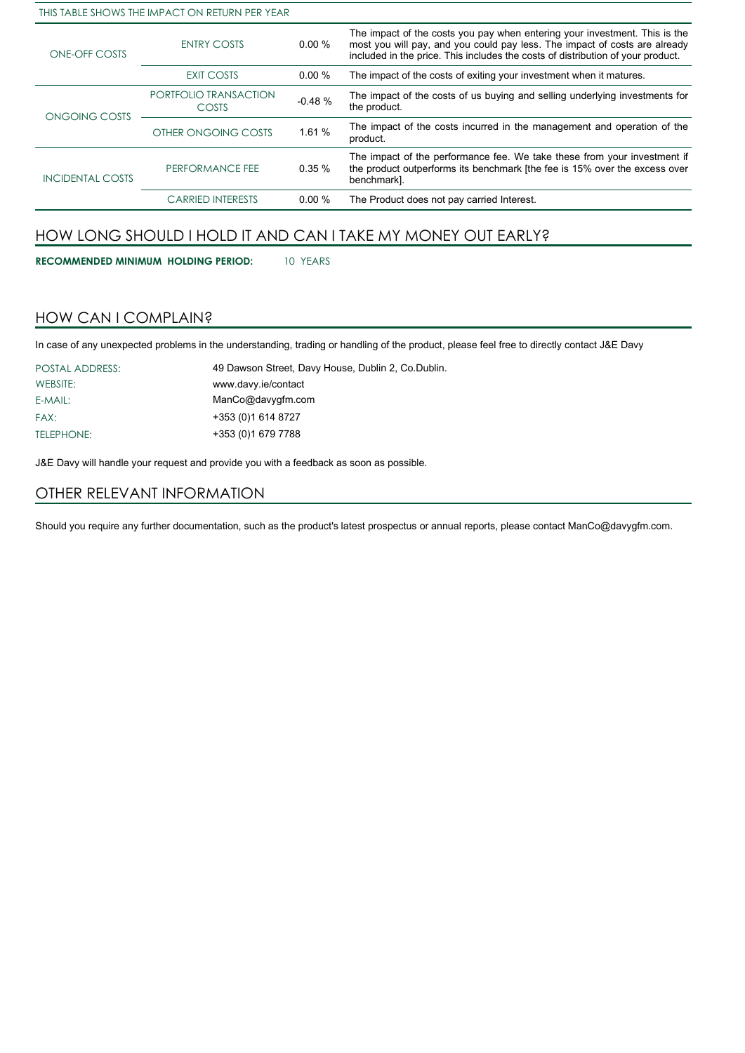| THIS TABLE SHOWS THE IMPACT ON RETURN PER YEAR | | | |
|---|---|---|---|
| ONE-OFF COSTS | ENTRY COSTS | 0.00 % | The impact of the costs you pay when entering your investment. This is the most you will pay, and you could pay less. The impact of costs are already included in the price. This includes the costs of distribution of your product. |
| | EXIT COSTS | 0.00 % | The impact of the costs of exiting your investment when it matures. |
| ONGOING COSTS | PORTFOLIO TRANSACTION COSTS | -0.48 % | The impact of the costs of us buying and selling underlying investments for the product. |
| | OTHER ONGOING COSTS | 1.61 % | The impact of the costs incurred in the management and operation of the product. |
| INCIDENTAL COSTS | PERFORMANCE FEE | 0.35 % | The impact of the performance fee. We take these from your investment if the product outperforms its benchmark [the fee is 15% over the excess over benchmark]. |
| | CARRIED INTERESTS | 0.00 % | The Product does not pay carried Interest. |

## HOW LONG SHOULD I HOLD IT AND CAN I TAKE MY MONEY OUT EARLY?

**RECOMMENDED MINIMUM HOLDING PERIOD:** 10 YEARS

## HOW CAN I COMPLAIN?

In case of any unexpected problems in the understanding, trading or handling of the product, please feel free to directly contact J&E Davy

| | |
|---|---|
| POSTAL ADDRESS: | 49 Dawson Street, Davy House, Dublin 2, Co.Dublin. |
| WEBSITE: | www.davy.ie/contact |
| E-MAIL: | ManCo@davygfm.com |
| FAX: | +353 (0)1 614 8727 |
| TELEPHONE: | +353 (0)1 679 7788 |

J&E Davy will handle your request and provide you with a feedback as soon as possible.

## OTHER RELEVANT INFORMATION

Should you require any further documentation, such as the product's latest prospectus or annual reports, please contact ManCo@davygfm.com.